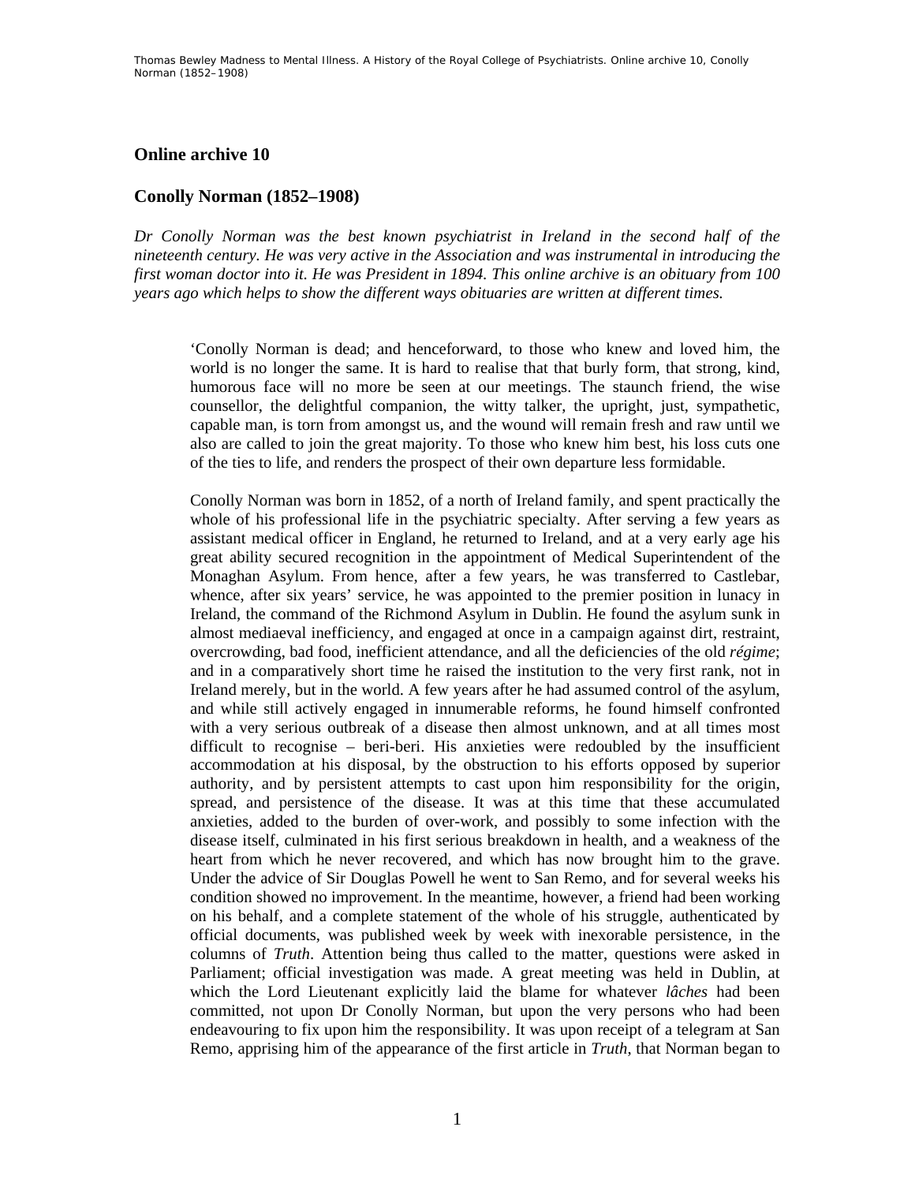## Online archive 10

## Conolly Norman (1852–1908)

*Dr Conolly Norman was the best known psychiatrist in Ireland in the second half of the nineteenth century. He was very active in the Association and was instrumental in introducing the first woman doctor into it. He was President in 1894. This online archive is an obituary from 100 years ago which helps to show the different ways obituaries are written at different times.*

> 'Conolly Norman is dead; and henceforward, to those who knew and loved him, the world is no longer the same. It is hard to realise that that burly form, that strong, kind, humorous face will no more be seen at our meetings. The staunch friend, the wise counsellor, the delightful companion, the witty talker, the upright, just, sympathetic, capable man, is torn from amongst us, and the wound will remain fresh and raw until we also are called to join the great majority. To those who knew him best, his loss cuts one of the ties to life, and renders the prospect of their own departure less formidable.
>
> Conolly Norman was born in 1852, of a north of Ireland family, and spent practically the whole of his professional life in the psychiatric specialty. After serving a few years as assistant medical officer in England, he returned to Ireland, and at a very early age his great ability secured recognition in the appointment of Medical Superintendent of the Monaghan Asylum. From hence, after a few years, he was transferred to Castlebar, whence, after six years' service, he was appointed to the premier position in lunacy in Ireland, the command of the Richmond Asylum in Dublin. He found the asylum sunk in almost mediaeval inefficiency, and engaged at once in a campaign against dirt, restraint, overcrowding, bad food, inefficient attendance, and all the deficiencies of the old *régime*; and in a comparatively short time he raised the institution to the very first rank, not in Ireland merely, but in the world. A few years after he had assumed control of the asylum, and while still actively engaged in innumerable reforms, he found himself confronted with a very serious outbreak of a disease then almost unknown, and at all times most difficult to recognise – beri-beri. His anxieties were redoubled by the insufficient accommodation at his disposal, by the obstruction to his efforts opposed by superior authority, and by persistent attempts to cast upon him responsibility for the origin, spread, and persistence of the disease. It was at this time that these accumulated anxieties, added to the burden of over-work, and possibly to some infection with the disease itself, culminated in his first serious breakdown in health, and a weakness of the heart from which he never recovered, and which has now brought him to the grave. Under the advice of Sir Douglas Powell he went to San Remo, and for several weeks his condition showed no improvement. In the meantime, however, a friend had been working on his behalf, and a complete statement of the whole of his struggle, authenticated by official documents, was published week by week with inexorable persistence, in the columns of *Truth*. Attention being thus called to the matter, questions were asked in Parliament; official investigation was made. A great meeting was held in Dublin, at which the Lord Lieutenant explicitly laid the blame for whatever *lâches* had been committed, not upon Dr Conolly Norman, but upon the very persons who had been endeavouring to fix upon him the responsibility. It was upon receipt of a telegram at San Remo, apprising him of the appearance of the first article in *Truth*, that Norman began to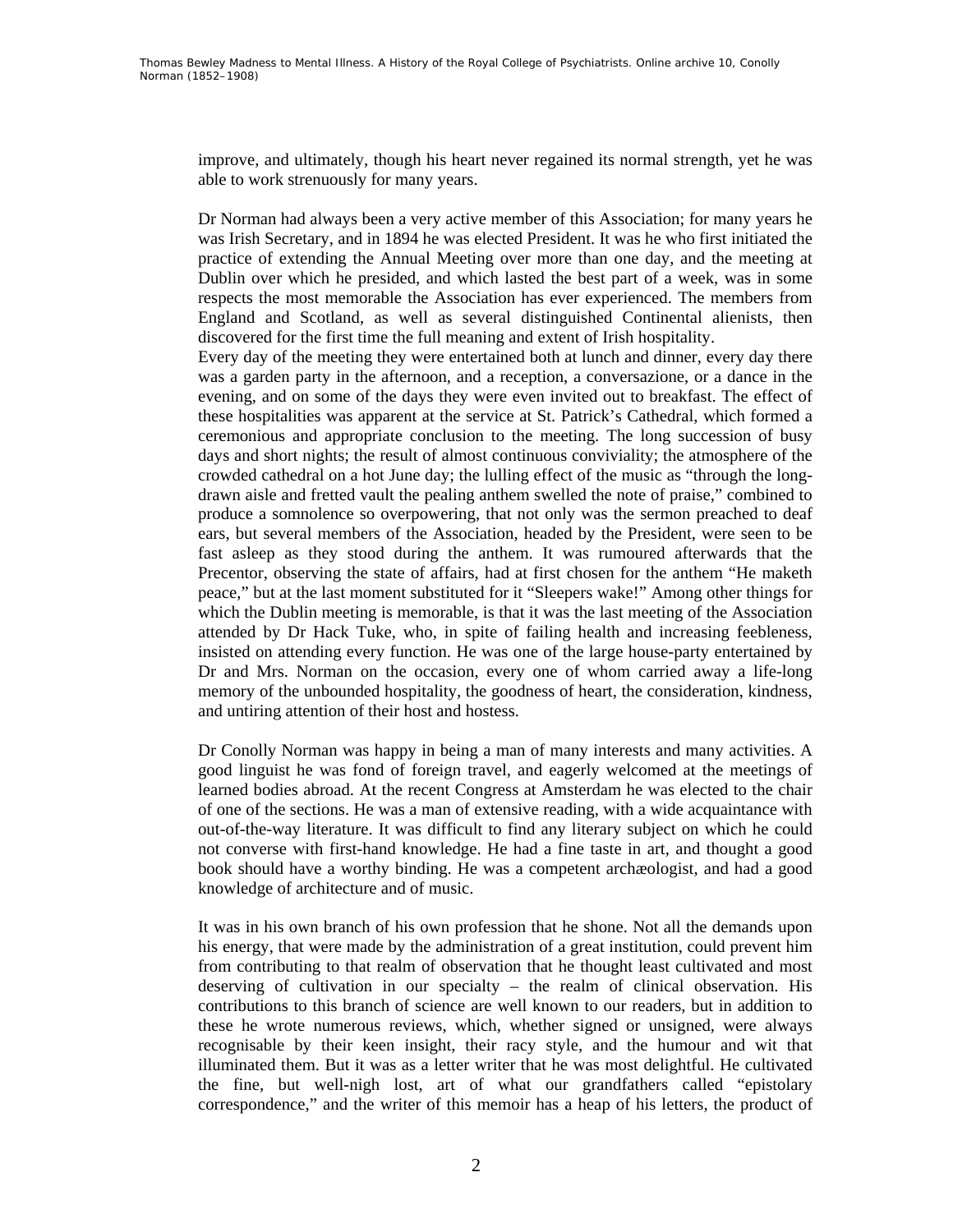improve, and ultimately, though his heart never regained its normal strength, yet he was able to work strenuously for many years.

Dr Norman had always been a very active member of this Association; for many years he was Irish Secretary, and in 1894 he was elected President. It was he who first initiated the practice of extending the Annual Meeting over more than one day, and the meeting at Dublin over which he presided, and which lasted the best part of a week, was in some respects the most memorable the Association has ever experienced. The members from England and Scotland, as well as several distinguished Continental alienists, then discovered for the first time the full meaning and extent of Irish hospitality.

Every day of the meeting they were entertained both at lunch and dinner, every day there was a garden party in the afternoon, and a reception, a conversazione, or a dance in the evening, and on some of the days they were even invited out to breakfast. The effect of these hospitalities was apparent at the service at St. Patrick's Cathedral, which formed a ceremonious and appropriate conclusion to the meeting. The long succession of busy days and short nights; the result of almost continuous conviviality; the atmosphere of the crowded cathedral on a hot June day; the lulling effect of the music as "through the long-drawn aisle and fretted vault the pealing anthem swelled the note of praise," combined to produce a somnolence so overpowering, that not only was the sermon preached to deaf ears, but several members of the Association, headed by the President, were seen to be fast asleep as they stood during the anthem. It was rumoured afterwards that the Precentor, observing the state of affairs, had at first chosen for the anthem "He maketh peace," but at the last moment substituted for it "Sleepers wake!" Among other things for which the Dublin meeting is memorable, is that it was the last meeting of the Association attended by Dr Hack Tuke, who, in spite of failing health and increasing feebleness, insisted on attending every function. He was one of the large house-party entertained by Dr and Mrs. Norman on the occasion, every one of whom carried away a life-long memory of the unbounded hospitality, the goodness of heart, the consideration, kindness, and untiring attention of their host and hostess.

Dr Conolly Norman was happy in being a man of many interests and many activities. A good linguist he was fond of foreign travel, and eagerly welcomed at the meetings of learned bodies abroad. At the recent Congress at Amsterdam he was elected to the chair of one of the sections. He was a man of extensive reading, with a wide acquaintance with out-of-the-way literature. It was difficult to find any literary subject on which he could not converse with first-hand knowledge. He had a fine taste in art, and thought a good book should have a worthy binding. He was a competent archæologist, and had a good knowledge of architecture and of music.

It was in his own branch of his own profession that he shone. Not all the demands upon his energy, that were made by the administration of a great institution, could prevent him from contributing to that realm of observation that he thought least cultivated and most deserving of cultivation in our specialty – the realm of clinical observation. His contributions to this branch of science are well known to our readers, but in addition to these he wrote numerous reviews, which, whether signed or unsigned, were always recognisable by their keen insight, their racy style, and the humour and wit that illuminated them. But it was as a letter writer that he was most delightful. He cultivated the fine, but well-nigh lost, art of what our grandfathers called "epistolary correspondence," and the writer of this memoir has a heap of his letters, the product of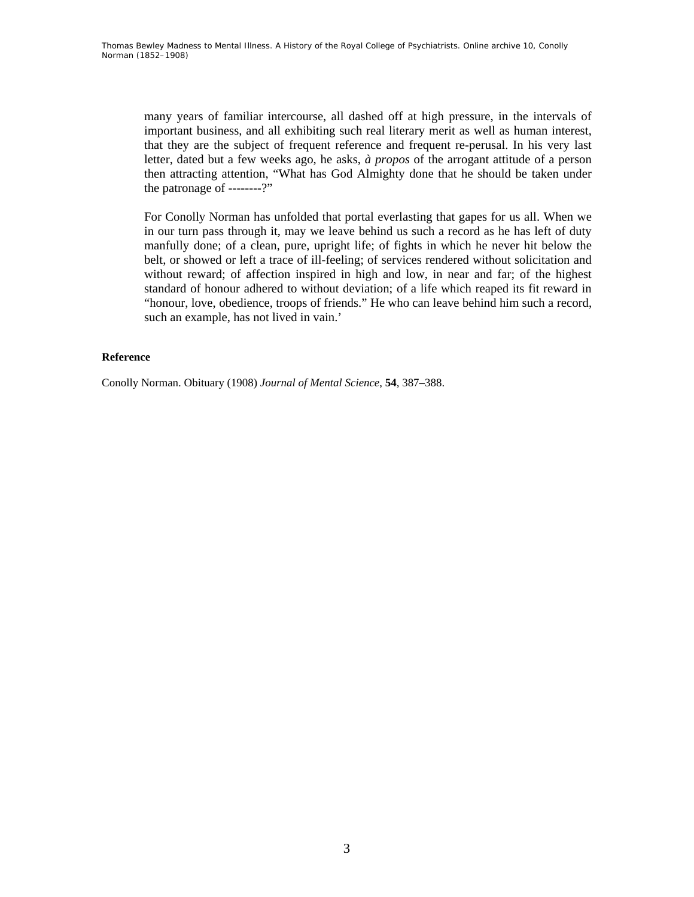many years of familiar intercourse, all dashed off at high pressure, in the intervals of important business, and all exhibiting such real literary merit as well as human interest, that they are the subject of frequent reference and frequent re-perusal. In his very last letter, dated but a few weeks ago, he asks, *à propos* of the arrogant attitude of a person then attracting attention, "What has God Almighty done that he should be taken under the patronage of --------?"

For Conolly Norman has unfolded that portal everlasting that gapes for us all. When we in our turn pass through it, may we leave behind us such a record as he has left of duty manfully done; of a clean, pure, upright life; of fights in which he never hit below the belt, or showed or left a trace of ill-feeling; of services rendered without solicitation and without reward; of affection inspired in high and low, in near and far; of the highest standard of honour adhered to without deviation; of a life which reaped its fit reward in "honour, love, obedience, troops of friends." He who can leave behind him such a record, such an example, has not lived in vain.'

**Reference**

Conolly Norman. Obituary (1908) *Journal of Mental Science*, **54**, 387–388.